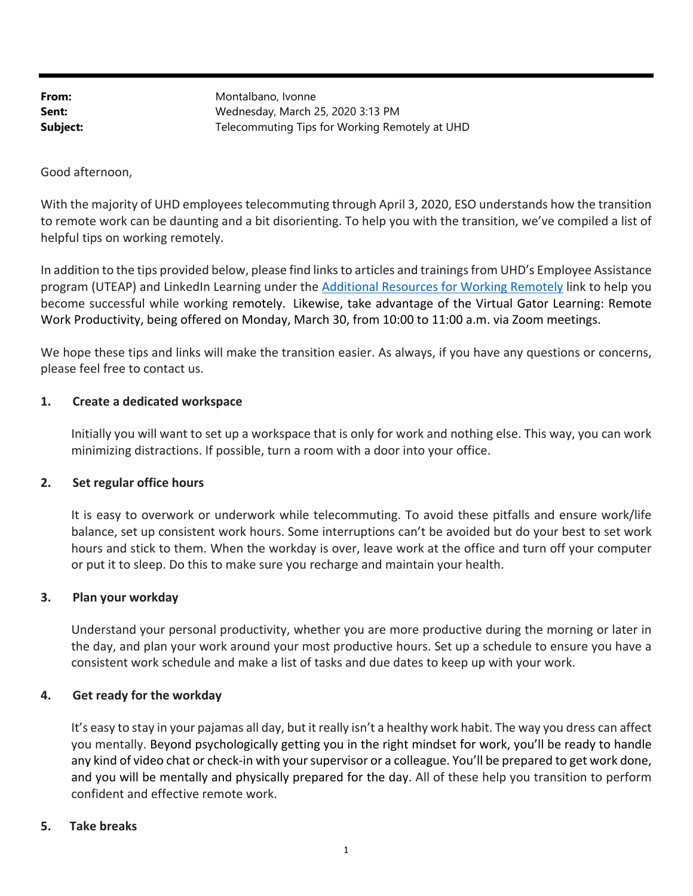**From:** Montalbano, Ivonne
**Sent:** Wednesday, March 25, 2020 3:13 PM
**Subject:** Telecommuting Tips for Working Remotely at UHD

Good afternoon,

With the majority of UHD employees telecommuting through April 3, 2020, ESO understands how the transition to remote work can be daunting and a bit disorienting. To help you with the transition, we've compiled a list of helpful tips on working remotely.

In addition to the tips provided below, please find links to articles and trainings from UHD's Employee Assistance program (UTEAP) and LinkedIn Learning under the [Additional Resources for Working Remotely]() link to help you become successful while working remotely. Likewise, take advantage of the Virtual Gator Learning: Remote Work Productivity, being offered on Monday, March 30, from 10:00 to 11:00 a.m. via Zoom meetings.

We hope these tips and links will make the transition easier. As always, if you have any questions or concerns, please feel free to contact us.

**1. Create a dedicated workspace**

Initially you will want to set up a workspace that is only for work and nothing else. This way, you can work minimizing distractions. If possible, turn a room with a door into your office.

**2. Set regular office hours**

It is easy to overwork or underwork while telecommuting. To avoid these pitfalls and ensure work/life balance, set up consistent work hours. Some interruptions can't be avoided but do your best to set work hours and stick to them. When the workday is over, leave work at the office and turn off your computer or put it to sleep. Do this to make sure you recharge and maintain your health.

**3. Plan your workday**

Understand your personal productivity, whether you are more productive during the morning or later in the day, and plan your work around your most productive hours. Set up a schedule to ensure you have a consistent work schedule and make a list of tasks and due dates to keep up with your work.

**4. Get ready for the workday**

It's easy to stay in your pajamas all day, but it really isn't a healthy work habit. The way you dress can affect you mentally. Beyond psychologically getting you in the right mindset for work, you'll be ready to handle any kind of video chat or check-in with your supervisor or a colleague. You'll be prepared to get work done, and you will be mentally and physically prepared for the day. All of these help you transition to perform confident and effective remote work.

**5. Take breaks**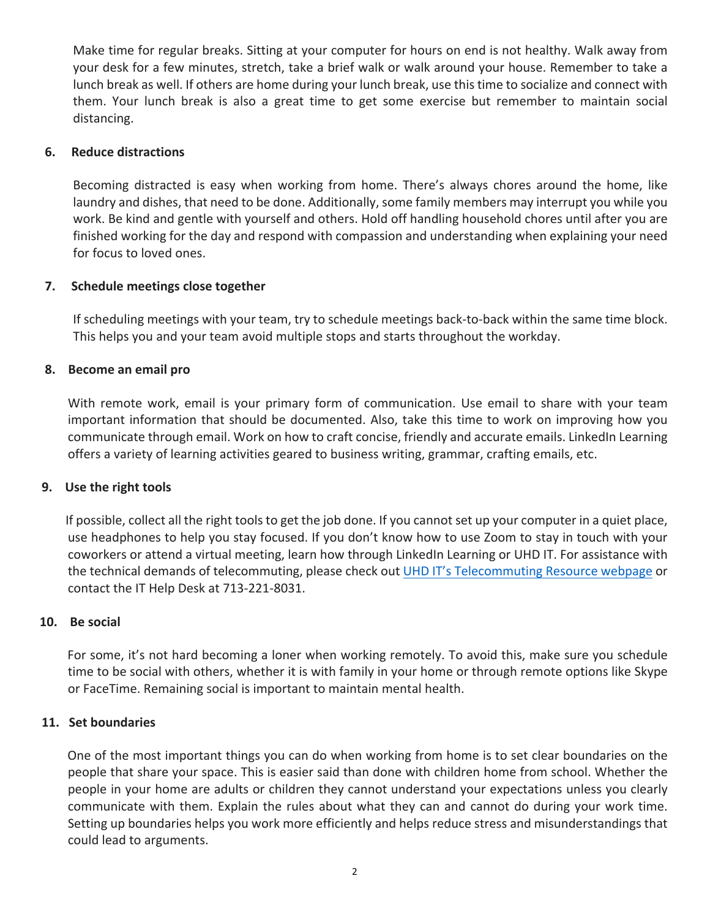Make time for regular breaks. Sitting at your computer for hours on end is not healthy. Walk away from your desk for a few minutes, stretch, take a brief walk or walk around your house. Remember to take a lunch break as well. If others are home during your lunch break, use this time to socialize and connect with them. Your lunch break is also a great time to get some exercise but remember to maintain social distancing.

**6. Reduce distractions**

Becoming distracted is easy when working from home. There's always chores around the home, like laundry and dishes, that need to be done. Additionally, some family members may interrupt you while you work. Be kind and gentle with yourself and others. Hold off handling household chores until after you are finished working for the day and respond with compassion and understanding when explaining your need for focus to loved ones.

**7. Schedule meetings close together**

If scheduling meetings with your team, try to schedule meetings back-to-back within the same time block. This helps you and your team avoid multiple stops and starts throughout the workday.

**8. Become an email pro**

With remote work, email is your primary form of communication. Use email to share with your team important information that should be documented. Also, take this time to work on improving how you communicate through email. Work on how to craft concise, friendly and accurate emails. LinkedIn Learning offers a variety of learning activities geared to business writing, grammar, crafting emails, etc.

**9. Use the right tools**

If possible, collect all the right tools to get the job done. If you cannot set up your computer in a quiet place, use headphones to help you stay focused. If you don't know how to use Zoom to stay in touch with your coworkers or attend a virtual meeting, learn how through LinkedIn Learning or UHD IT. For assistance with the technical demands of telecommuting, please check out [UHD IT's Telecommuting Resource webpage]() or contact the IT Help Desk at 713-221-8031.

**10. Be social**

For some, it's not hard becoming a loner when working remotely. To avoid this, make sure you schedule time to be social with others, whether it is with family in your home or through remote options like Skype or FaceTime. Remaining social is important to maintain mental health.

**11. Set boundaries**

One of the most important things you can do when working from home is to set clear boundaries on the people that share your space. This is easier said than done with children home from school. Whether the people in your home are adults or children they cannot understand your expectations unless you clearly communicate with them. Explain the rules about what they can and cannot do during your work time. Setting up boundaries helps you work more efficiently and helps reduce stress and misunderstandings that could lead to arguments.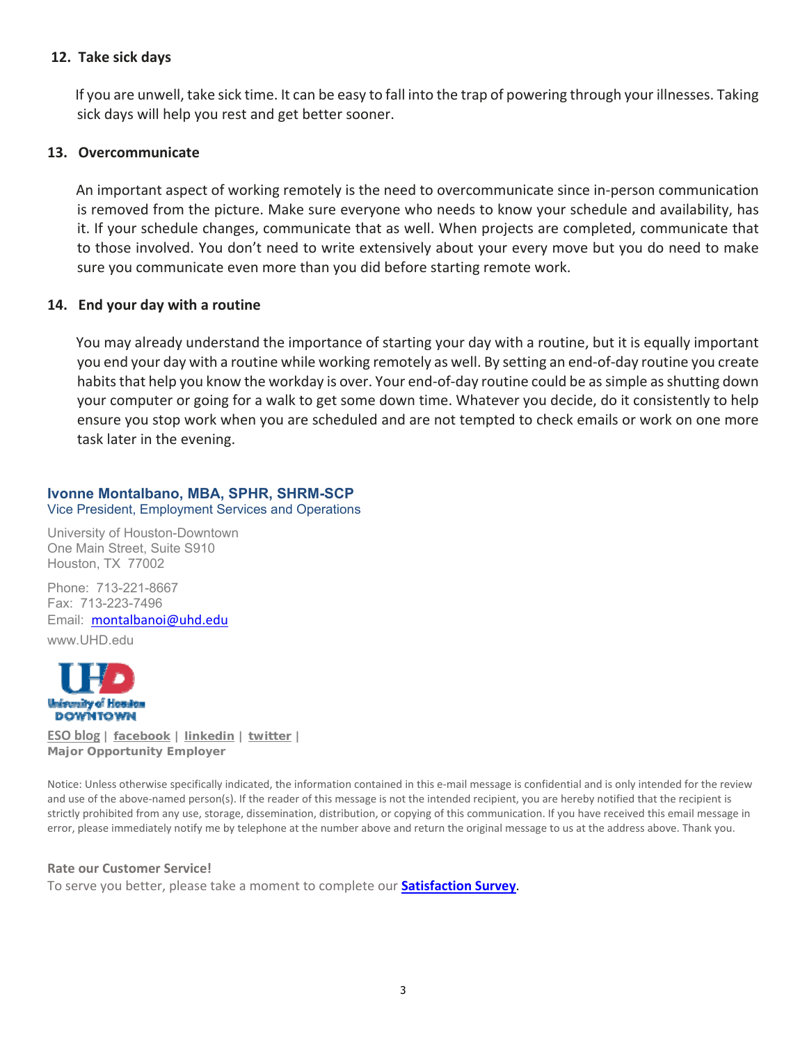**12. Take sick days**

If you are unwell, take sick time. It can be easy to fall into the trap of powering through your illnesses. Taking sick days will help you rest and get better sooner.

**13. Overcommunicate**

An important aspect of working remotely is the need to overcommunicate since in-person communication is removed from the picture. Make sure everyone who needs to know your schedule and availability, has it. If your schedule changes, communicate that as well. When projects are completed, communicate that to those involved. You don't need to write extensively about your every move but you do need to make sure you communicate even more than you did before starting remote work.

**14. End your day with a routine**

You may already understand the importance of starting your day with a routine, but it is equally important you end your day with a routine while working remotely as well. By setting an end-of-day routine you create habits that help you know the workday is over. Your end-of-day routine could be as simple as shutting down your computer or going for a walk to get some down time. Whatever you decide, do it consistently to help ensure you stop work when you are scheduled and are not tempted to check emails or work on one more task later in the evening.

**Ivonne Montalbano, MBA, SPHR, SHRM-SCP**
Vice President, Employment Services and Operations

University of Houston-Downtown
One Main Street, Suite S910
Houston, TX 77002

Phone: 713-221-8667
Fax: 713-223-7496
Email: montalbanoi@uhd.edu
www.UHD.edu

UHD
University of Houston
DOWNTOWN

ESO blog | facebook | linkedin | twitter |
**Major Opportunity Employer**

Notice: Unless otherwise specifically indicated, the information contained in this e-mail message is confidential and is only intended for the review and use of the above-named person(s). If the reader of this message is not the intended recipient, you are hereby notified that the recipient is strictly prohibited from any use, storage, dissemination, distribution, or copying of this communication. If you have received this email message in error, please immediately notify me by telephone at the number above and return the original message to us at the address above. Thank you.

**Rate our Customer Service!**
To serve you better, please take a moment to complete our **Satisfaction Survey**.